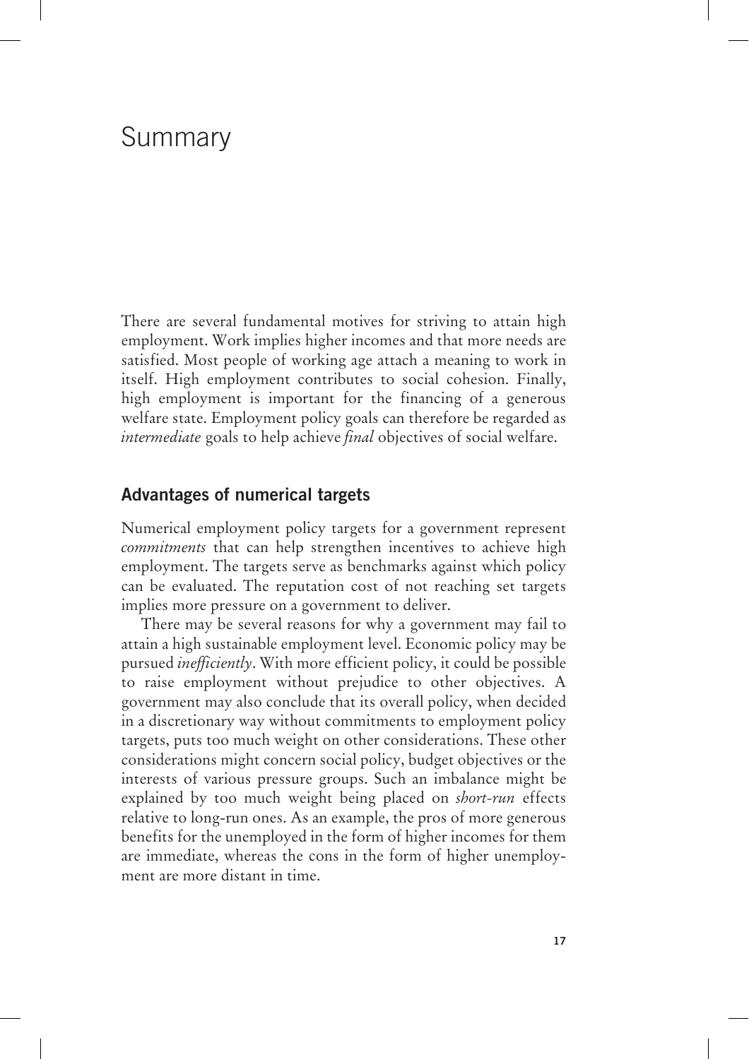# Summary

There are several fundamental motives for striving to attain high employment. Work implies higher incomes and that more needs are satisfied. Most people of working age attach a meaning to work in itself. High employment contributes to social cohesion. Finally, high employment is important for the financing of a generous welfare state. Employment policy goals can therefore be regarded as *intermediate* goals to help achieve *final* objectives of social welfare.

## Advantages of numerical targets

Numerical employment policy targets for a government represent *commitments* that can help strengthen incentives to achieve high employment. The targets serve as benchmarks against which policy can be evaluated. The reputation cost of not reaching set targets implies more pressure on a government to deliver.

There may be several reasons for why a government may fail to attain a high sustainable employment level. Economic policy may be pursued *inefficiently*. With more efficient policy, it could be possible to raise employment without prejudice to other objectives. A government may also conclude that its overall policy, when decided in a discretionary way without commitments to employment policy targets, puts too much weight on other considerations. These other considerations might concern social policy, budget objectives or the interests of various pressure groups. Such an imbalance might be explained by too much weight being placed on *short-run* effects relative to long-run ones. As an example, the pros of more generous benefits for the unemployed in the form of higher incomes for them are immediate, whereas the cons in the form of higher unemployment are more distant in time.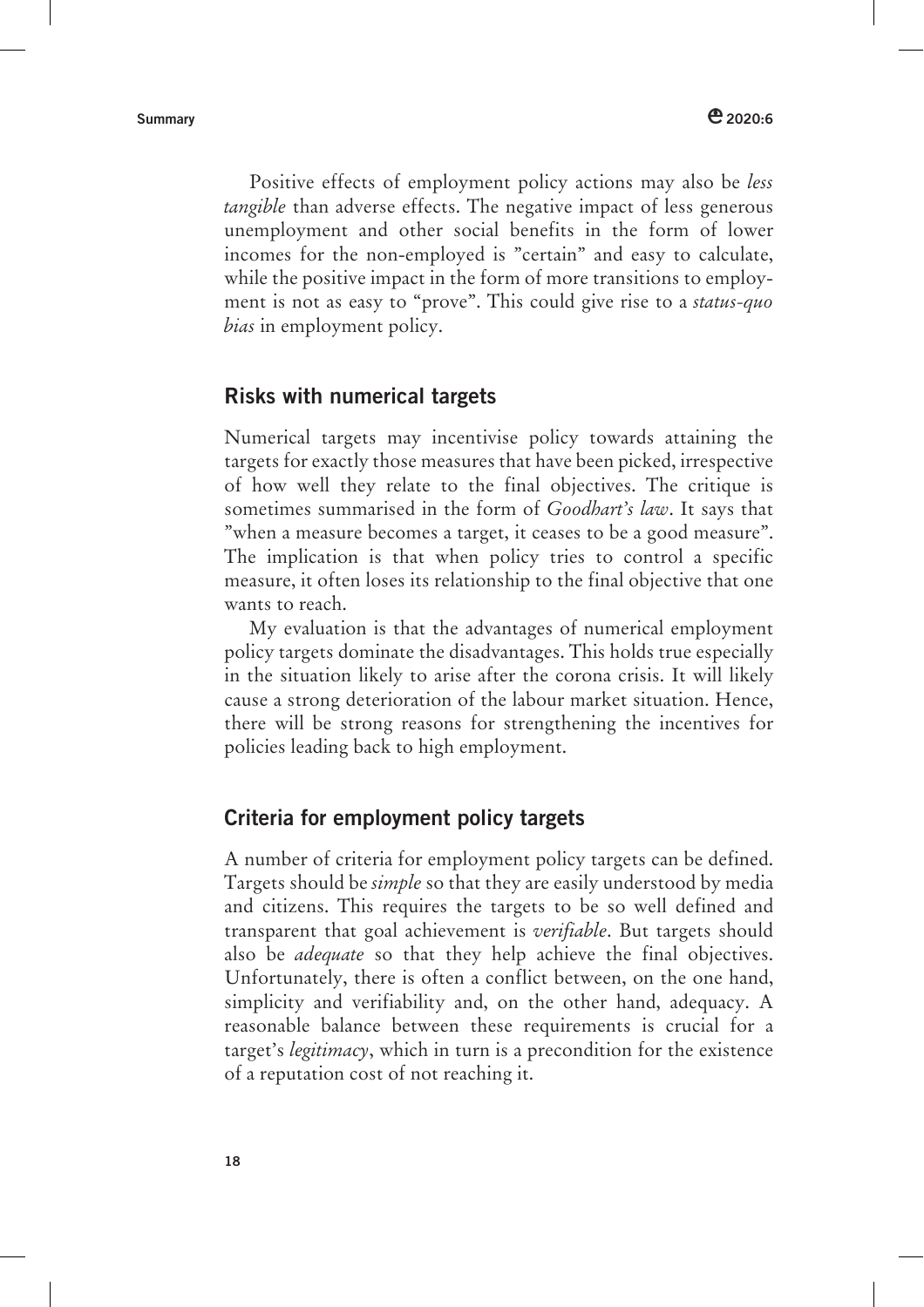Positive effects of employment policy actions may also be *less tangible* than adverse effects. The negative impact of less generous unemployment and other social benefits in the form of lower incomes for the non-employed is ”certain” and easy to calculate, while the positive impact in the form of more transitions to employment is not as easy to “prove”. This could give rise to a *status-quo bias* in employment policy.

## Risks with numerical targets

Numerical targets may incentivise policy towards attaining the targets for exactly those measures that have been picked, irrespective of how well they relate to the final objectives. The critique is sometimes summarised in the form of *Goodhart’s law*. It says that ”when a measure becomes a target, it ceases to be a good measure”. The implication is that when policy tries to control a specific measure, it often loses its relationship to the final objective that one wants to reach.

My evaluation is that the advantages of numerical employment policy targets dominate the disadvantages. This holds true especially in the situation likely to arise after the corona crisis. It will likely cause a strong deterioration of the labour market situation. Hence, there will be strong reasons for strengthening the incentives for policies leading back to high employment.

## Criteria for employment policy targets

A number of criteria for employment policy targets can be defined. Targets should be *simple* so that they are easily understood by media and citizens. This requires the targets to be so well defined and transparent that goal achievement is *verifiable*. But targets should also be *adequate* so that they help achieve the final objectives. Unfortunately, there is often a conflict between, on the one hand, simplicity and verifiability and, on the other hand, adequacy. A reasonable balance between these requirements is crucial for a target’s *legitimacy*, which in turn is a precondition for the existence of a reputation cost of not reaching it.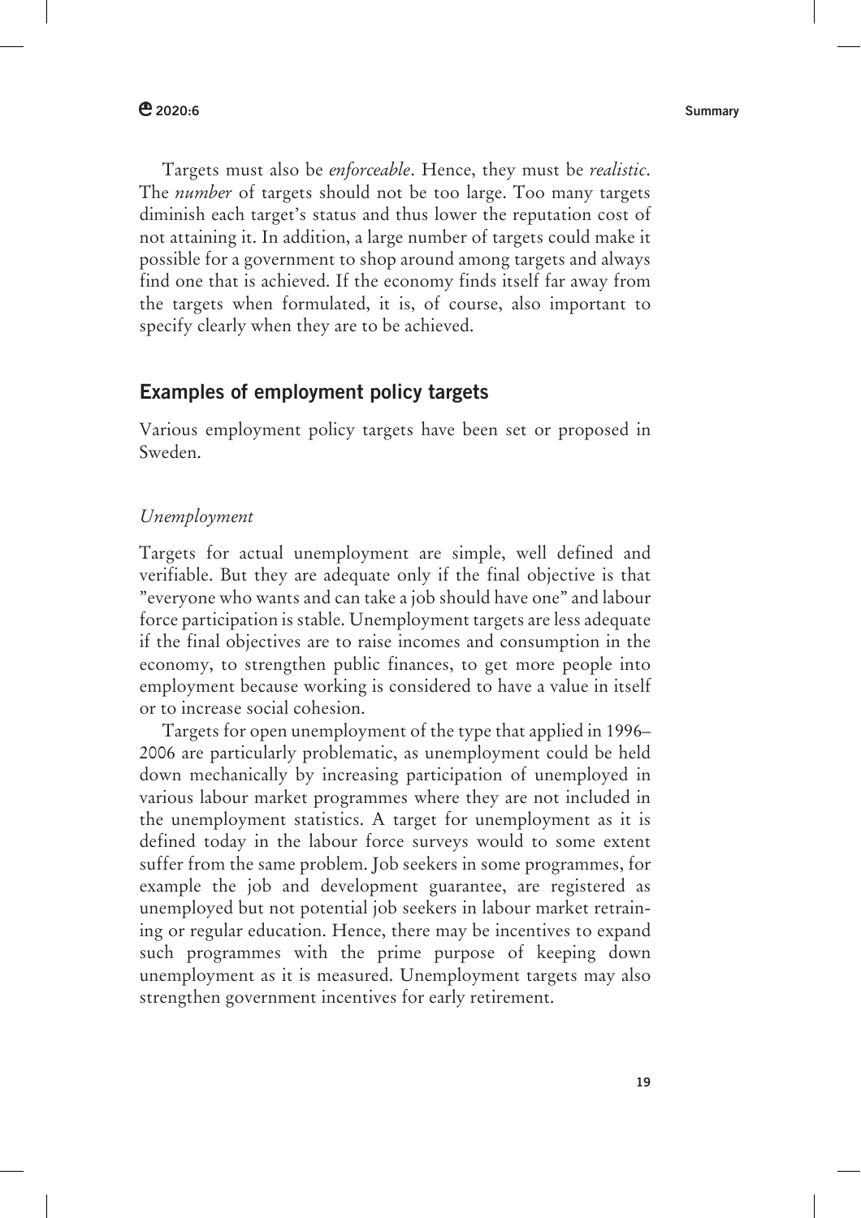Targets must also be *enforceable*. Hence, they must be *realistic*. The *number* of targets should not be too large. Too many targets diminish each target's status and thus lower the reputation cost of not attaining it. In addition, a large number of targets could make it possible for a government to shop around among targets and always find one that is achieved. If the economy finds itself far away from the targets when formulated, it is, of course, also important to specify clearly when they are to be achieved.

## Examples of employment policy targets

Various employment policy targets have been set or proposed in Sweden.

### *Unemployment*

Targets for actual unemployment are simple, well defined and verifiable. But they are adequate only if the final objective is that "everyone who wants and can take a job should have one" and labour force participation is stable. Unemployment targets are less adequate if the final objectives are to raise incomes and consumption in the economy, to strengthen public finances, to get more people into employment because working is considered to have a value in itself or to increase social cohesion.

Targets for open unemployment of the type that applied in 1996–2006 are particularly problematic, as unemployment could be held down mechanically by increasing participation of unemployed in various labour market programmes where they are not included in the unemployment statistics. A target for unemployment as it is defined today in the labour force surveys would to some extent suffer from the same problem. Job seekers in some programmes, for example the job and development guarantee, are registered as unemployed but not potential job seekers in labour market retraining or regular education. Hence, there may be incentives to expand such programmes with the prime purpose of keeping down unemployment as it is measured. Unemployment targets may also strengthen government incentives for early retirement.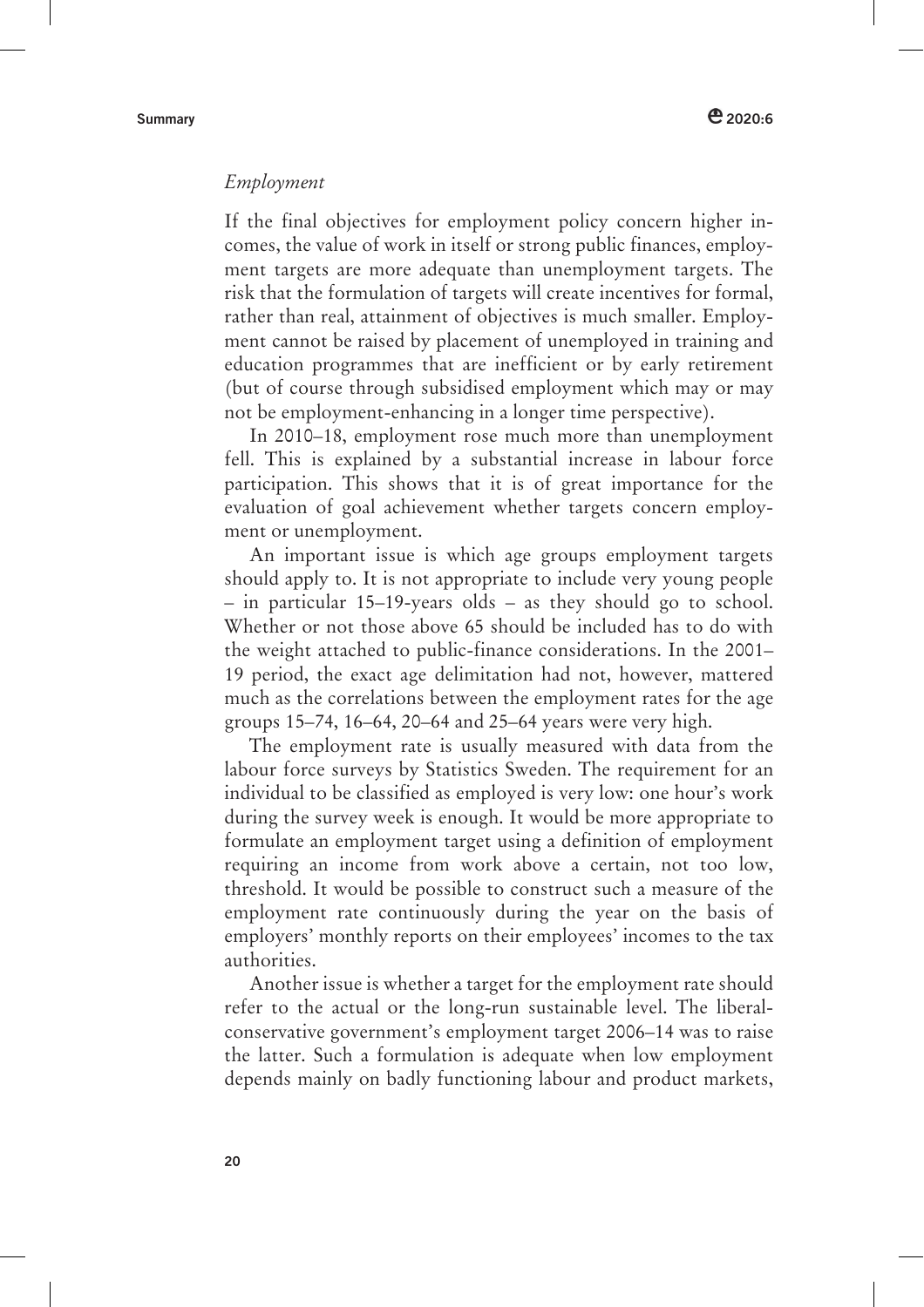*Employment*

If the final objectives for employment policy concern higher incomes, the value of work in itself or strong public finances, employment targets are more adequate than unemployment targets. The risk that the formulation of targets will create incentives for formal, rather than real, attainment of objectives is much smaller. Employment cannot be raised by placement of unemployed in training and education programmes that are inefficient or by early retirement (but of course through subsidised employment which may or may not be employment-enhancing in a longer time perspective).

In 2010–18, employment rose much more than unemployment fell. This is explained by a substantial increase in labour force participation. This shows that it is of great importance for the evaluation of goal achievement whether targets concern employment or unemployment.

An important issue is which age groups employment targets should apply to. It is not appropriate to include very young people – in particular 15–19-years olds – as they should go to school. Whether or not those above 65 should be included has to do with the weight attached to public-finance considerations. In the 2001–19 period, the exact age delimitation had not, however, mattered much as the correlations between the employment rates for the age groups 15–74, 16–64, 20–64 and 25–64 years were very high.

The employment rate is usually measured with data from the labour force surveys by Statistics Sweden. The requirement for an individual to be classified as employed is very low: one hour's work during the survey week is enough. It would be more appropriate to formulate an employment target using a definition of employment requiring an income from work above a certain, not too low, threshold. It would be possible to construct such a measure of the employment rate continuously during the year on the basis of employers' monthly reports on their employees' incomes to the tax authorities.

Another issue is whether a target for the employment rate should refer to the actual or the long-run sustainable level. The liberal-conservative government's employment target 2006–14 was to raise the latter. Such a formulation is adequate when low employment depends mainly on badly functioning labour and product markets,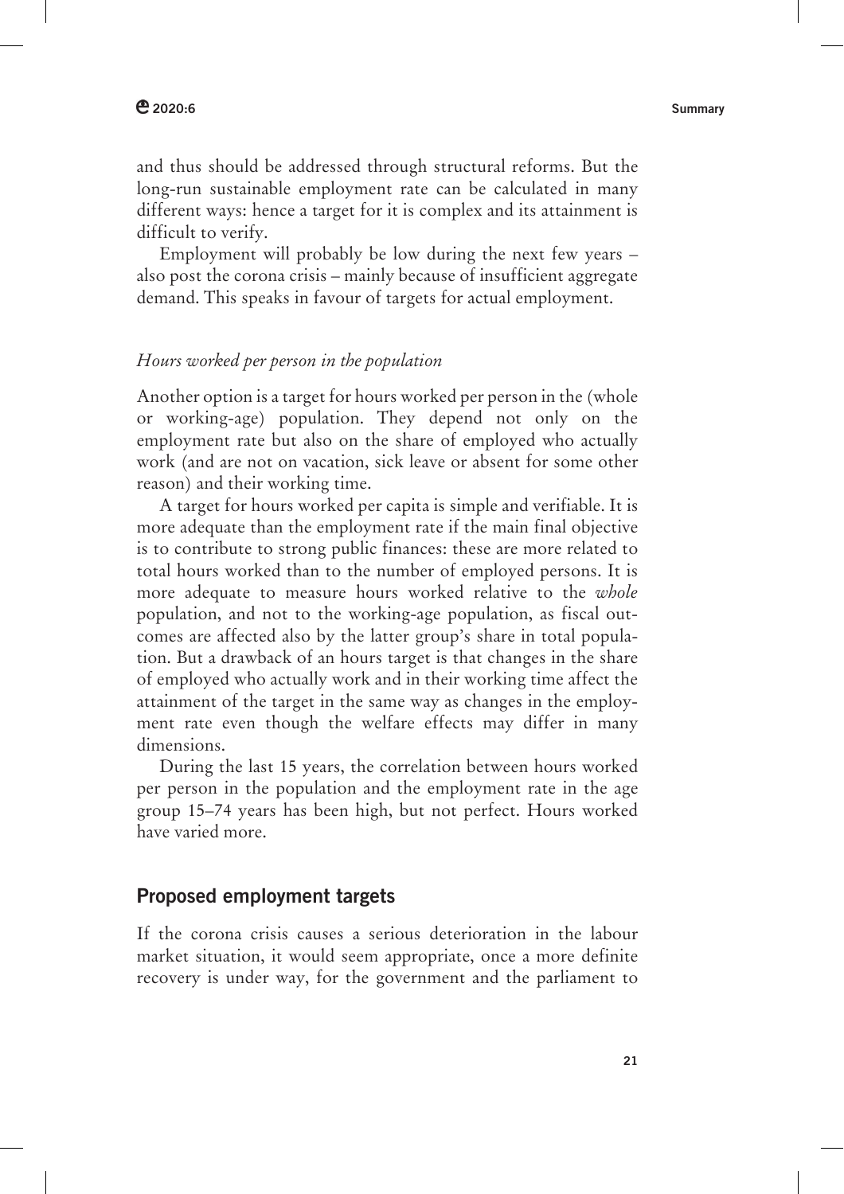and thus should be addressed through structural reforms. But the long-run sustainable employment rate can be calculated in many different ways: hence a target for it is complex and its attainment is difficult to verify.

Employment will probably be low during the next few years – also post the corona crisis – mainly because of insufficient aggregate demand. This speaks in favour of targets for actual employment.

### *Hours worked per person in the population*

Another option is a target for hours worked per person in the (whole or working-age) population. They depend not only on the employment rate but also on the share of employed who actually work (and are not on vacation, sick leave or absent for some other reason) and their working time.

A target for hours worked per capita is simple and verifiable. It is more adequate than the employment rate if the main final objective is to contribute to strong public finances: these are more related to total hours worked than to the number of employed persons. It is more adequate to measure hours worked relative to the *whole* population, and not to the working-age population, as fiscal outcomes are affected also by the latter group's share in total population. But a drawback of an hours target is that changes in the share of employed who actually work and in their working time affect the attainment of the target in the same way as changes in the employment rate even though the welfare effects may differ in many dimensions.

During the last 15 years, the correlation between hours worked per person in the population and the employment rate in the age group 15–74 years has been high, but not perfect. Hours worked have varied more.

## Proposed employment targets

If the corona crisis causes a serious deterioration in the labour market situation, it would seem appropriate, once a more definite recovery is under way, for the government and the parliament to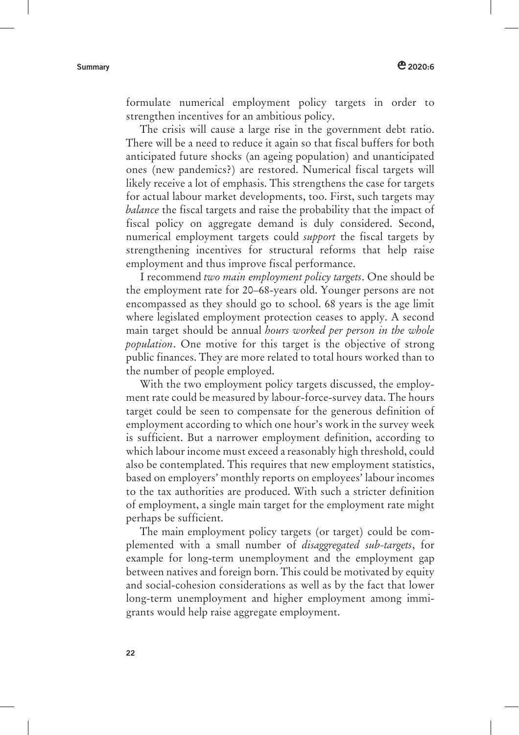formulate numerical employment policy targets in order to strengthen incentives for an ambitious policy.

The crisis will cause a large rise in the government debt ratio. There will be a need to reduce it again so that fiscal buffers for both anticipated future shocks (an ageing population) and unanticipated ones (new pandemics?) are restored. Numerical fiscal targets will likely receive a lot of emphasis. This strengthens the case for targets for actual labour market developments, too. First, such targets may *balance* the fiscal targets and raise the probability that the impact of fiscal policy on aggregate demand is duly considered. Second, numerical employment targets could *support* the fiscal targets by strengthening incentives for structural reforms that help raise employment and thus improve fiscal performance.

I recommend *two main employment policy targets*. One should be the employment rate for 20–68-years old. Younger persons are not encompassed as they should go to school. 68 years is the age limit where legislated employment protection ceases to apply. A second main target should be annual *hours worked per person in the whole population*. One motive for this target is the objective of strong public finances. They are more related to total hours worked than to the number of people employed.

With the two employment policy targets discussed, the employment rate could be measured by labour-force-survey data. The hours target could be seen to compensate for the generous definition of employment according to which one hour's work in the survey week is sufficient. But a narrower employment definition, according to which labour income must exceed a reasonably high threshold, could also be contemplated. This requires that new employment statistics, based on employers' monthly reports on employees' labour incomes to the tax authorities are produced. With such a stricter definition of employment, a single main target for the employment rate might perhaps be sufficient.

The main employment policy targets (or target) could be complemented with a small number of *disaggregated sub-targets*, for example for long-term unemployment and the employment gap between natives and foreign born. This could be motivated by equity and social-cohesion considerations as well as by the fact that lower long-term unemployment and higher employment among immigrants would help raise aggregate employment.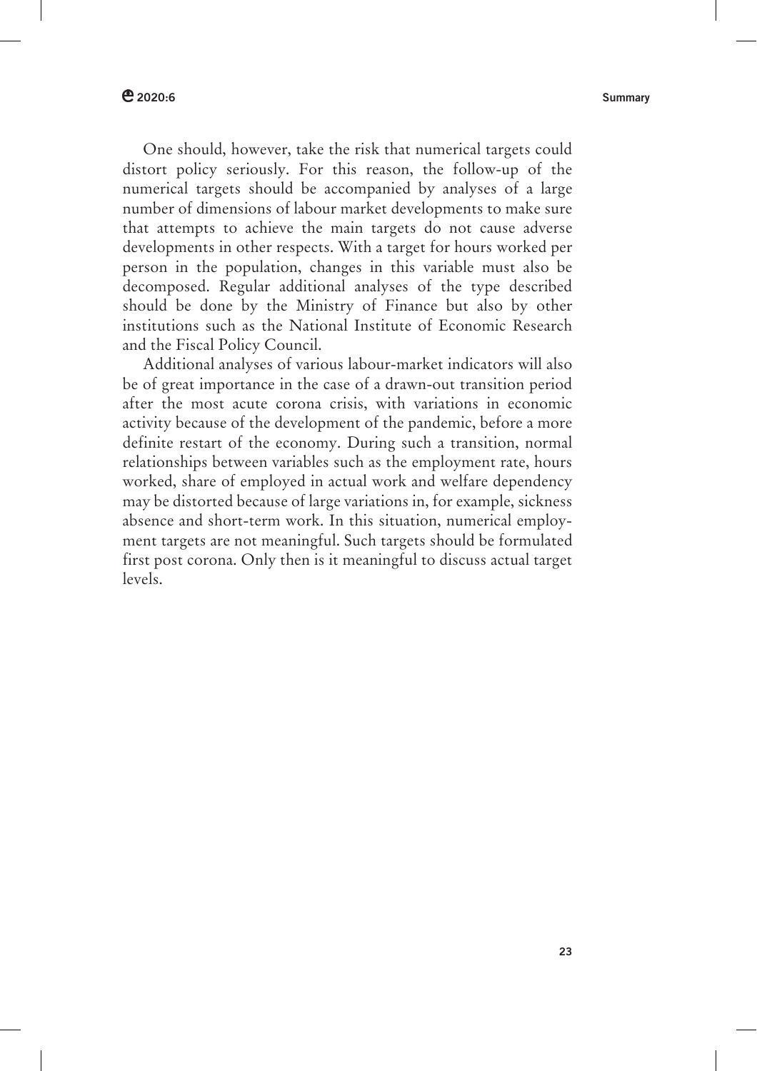One should, however, take the risk that numerical targets could distort policy seriously. For this reason, the follow-up of the numerical targets should be accompanied by analyses of a large number of dimensions of labour market developments to make sure that attempts to achieve the main targets do not cause adverse developments in other respects. With a target for hours worked per person in the population, changes in this variable must also be decomposed. Regular additional analyses of the type described should be done by the Ministry of Finance but also by other institutions such as the National Institute of Economic Research and the Fiscal Policy Council.

Additional analyses of various labour-market indicators will also be of great importance in the case of a drawn-out transition period after the most acute corona crisis, with variations in economic activity because of the development of the pandemic, before a more definite restart of the economy. During such a transition, normal relationships between variables such as the employment rate, hours worked, share of employed in actual work and welfare dependency may be distorted because of large variations in, for example, sickness absence and short-term work. In this situation, numerical employment targets are not meaningful. Such targets should be formulated first post corona. Only then is it meaningful to discuss actual target levels.